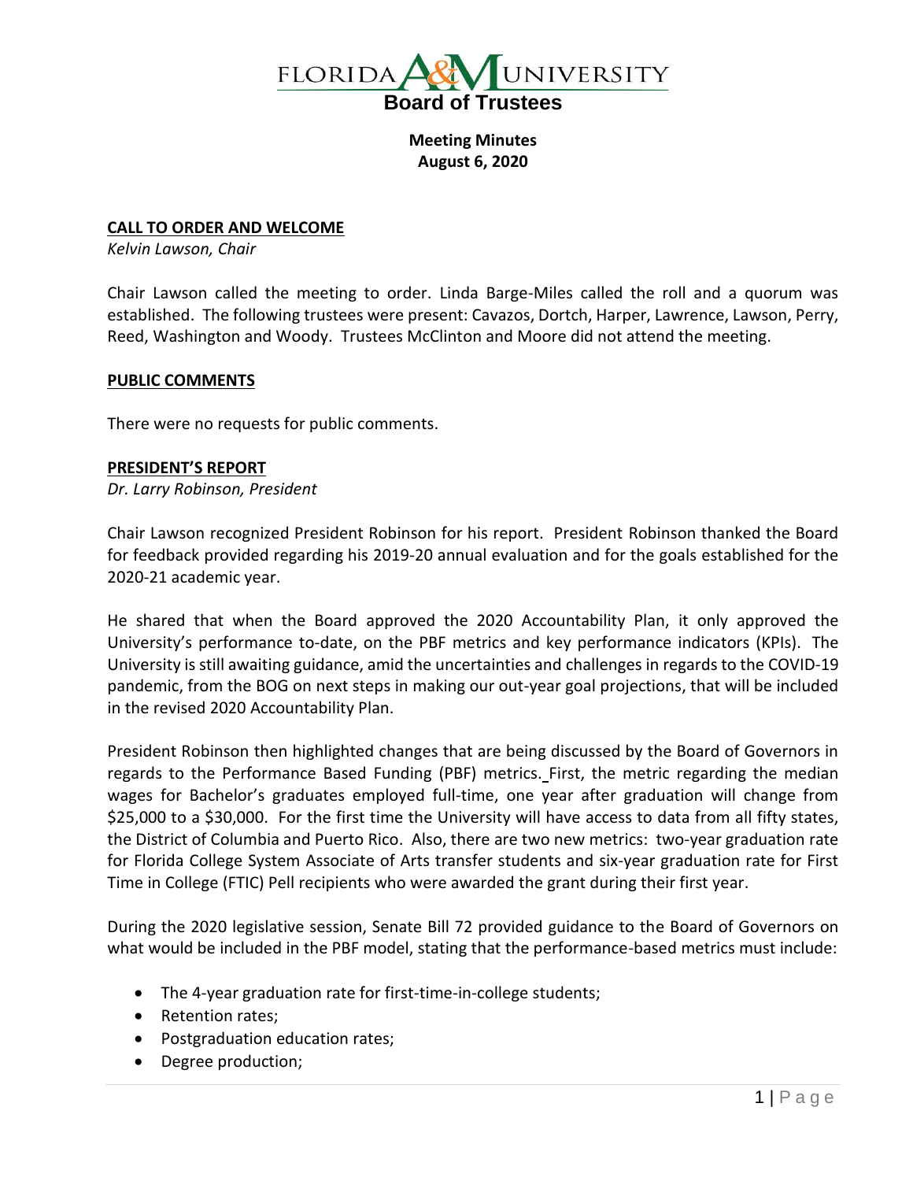# FLORIDA A&M UNIVERSITY

## Board of Trustees

**Meeting Minutes**
**August 6, 2020**

**CALL TO ORDER AND WELCOME**

*Kelvin Lawson, Chair*

Chair Lawson called the meeting to order. Linda Barge-Miles called the roll and a quorum was established. The following trustees were present: Cavazos, Dortch, Harper, Lawrence, Lawson, Perry, Reed, Washington and Woody. Trustees McClinton and Moore did not attend the meeting.

**PUBLIC COMMENTS**

There were no requests for public comments.

**PRESIDENT'S REPORT**

*Dr. Larry Robinson, President*

Chair Lawson recognized President Robinson for his report. President Robinson thanked the Board for feedback provided regarding his 2019-20 annual evaluation and for the goals established for the 2020-21 academic year.

He shared that when the Board approved the 2020 Accountability Plan, it only approved the University's performance to-date, on the PBF metrics and key performance indicators (KPIs). The University is still awaiting guidance, amid the uncertainties and challenges in regards to the COVID-19 pandemic, from the BOG on next steps in making our out-year goal projections, that will be included in the revised 2020 Accountability Plan.

President Robinson then highlighted changes that are being discussed by the Board of Governors in regards to the Performance Based Funding (PBF) metrics. First, the metric regarding the median wages for Bachelor's graduates employed full-time, one year after graduation will change from $25,000 to a $30,000. For the first time the University will have access to data from all fifty states, the District of Columbia and Puerto Rico. Also, there are two new metrics: two-year graduation rate for Florida College System Associate of Arts transfer students and six-year graduation rate for First Time in College (FTIC) Pell recipients who were awarded the grant during their first year.

During the 2020 legislative session, Senate Bill 72 provided guidance to the Board of Governors on what would be included in the PBF model, stating that the performance-based metrics must include:

- The 4-year graduation rate for first-time-in-college students;
- Retention rates;
- Postgraduation education rates;
- Degree production;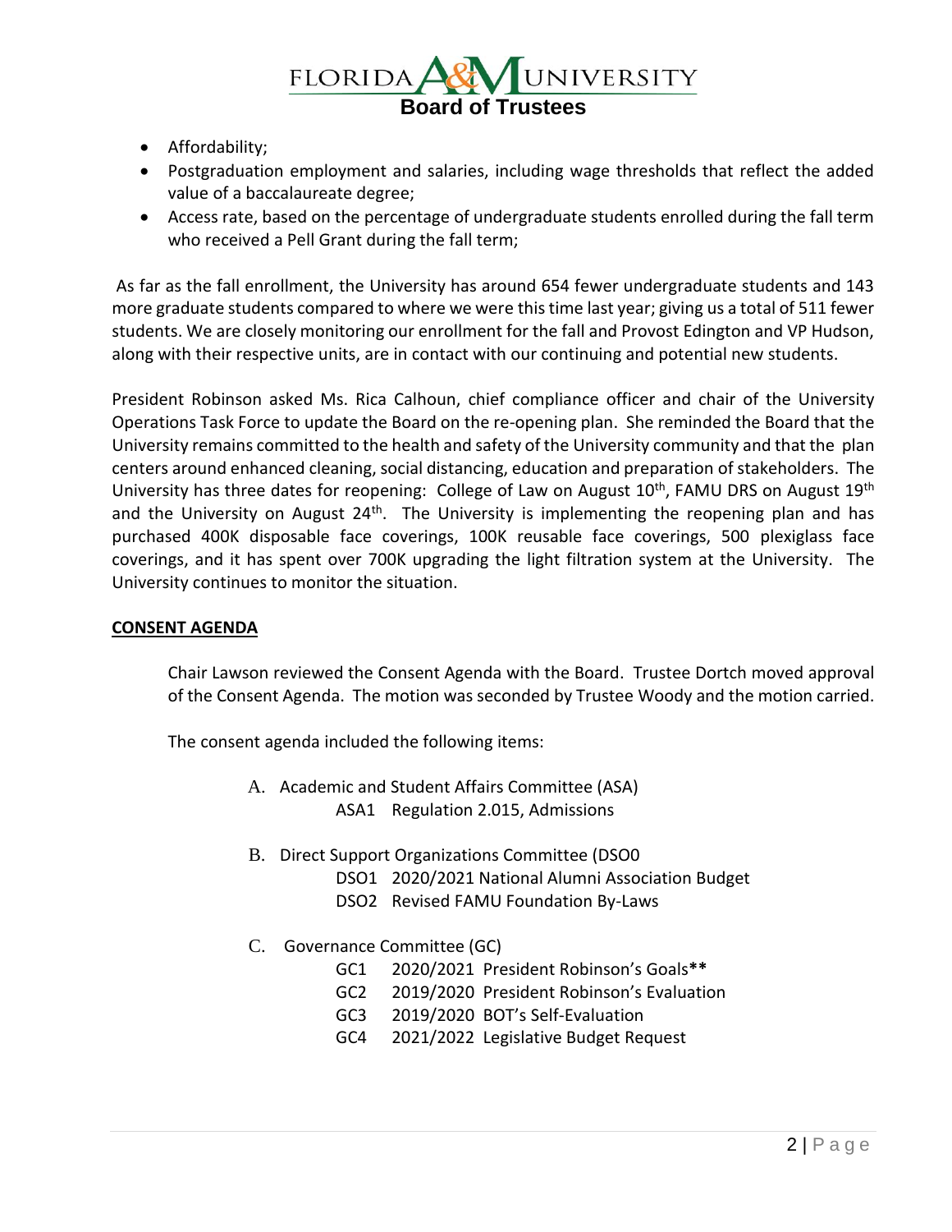- Affordability;
- Postgraduation employment and salaries, including wage thresholds that reflect the added value of a baccalaureate degree;
- Access rate, based on the percentage of undergraduate students enrolled during the fall term who received a Pell Grant during the fall term;

As far as the fall enrollment, the University has around 654 fewer undergraduate students and 143 more graduate students compared to where we were this time last year; giving us a total of 511 fewer students. We are closely monitoring our enrollment for the fall and Provost Edington and VP Hudson, along with their respective units, are in contact with our continuing and potential new students.

President Robinson asked Ms. Rica Calhoun, chief compliance officer and chair of the University Operations Task Force to update the Board on the re-opening plan. She reminded the Board that the University remains committed to the health and safety of the University community and that the plan centers around enhanced cleaning, social distancing, education and preparation of stakeholders. The University has three dates for reopening: College of Law on August 10th, FAMU DRS on August 19th and the University on August 24th. The University is implementing the reopening plan and has purchased 400K disposable face coverings, 100K reusable face coverings, 500 plexiglass face coverings, and it has spent over 700K upgrading the light filtration system at the University. The University continues to monitor the situation.

**CONSENT AGENDA**

Chair Lawson reviewed the Consent Agenda with the Board. Trustee Dortch moved approval of the Consent Agenda. The motion was seconded by Trustee Woody and the motion carried.

The consent agenda included the following items:

A. Academic and Student Affairs Committee (ASA)
   - ASA1 Regulation 2.015, Admissions

B. Direct Support Organizations Committee (DSO0
   - DSO1 2020/2021 National Alumni Association Budget
   - DSO2 Revised FAMU Foundation By-Laws

C. Governance Committee (GC)
   - GC1 2020/2021 President Robinson's Goals**
   - GC2 2019/2020 President Robinson's Evaluation
   - GC3 2019/2020 BOT's Self-Evaluation
   - GC4 2021/2022 Legislative Budget Request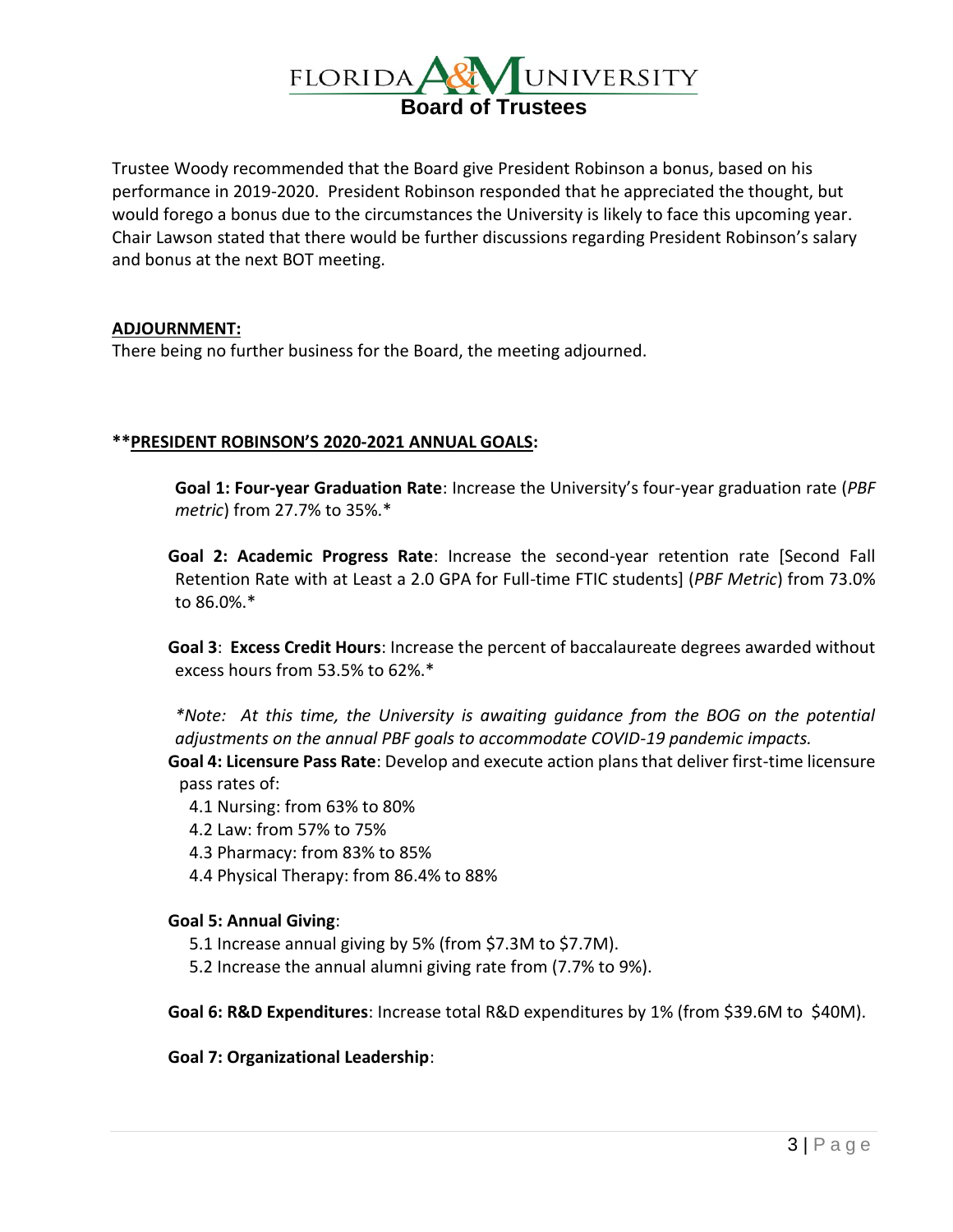Trustee Woody recommended that the Board give President Robinson a bonus, based on his performance in 2019-2020. President Robinson responded that he appreciated the thought, but would forego a bonus due to the circumstances the University is likely to face this upcoming year. Chair Lawson stated that there would be further discussions regarding President Robinson's salary and bonus at the next BOT meeting.

**ADJOURNMENT:**

There being no further business for the Board, the meeting adjourned.

****PRESIDENT ROBINSON'S 2020-2021 ANNUAL GOALS:**

**Goal 1: Four-year Graduation Rate**: Increase the University's four-year graduation rate (*PBF metric*) from 27.7% to 35%.*

**Goal 2: Academic Progress Rate**: Increase the second-year retention rate [Second Fall Retention Rate with at Least a 2.0 GPA for Full-time FTIC students] (*PBF Metric*) from 73.0% to 86.0%.*

**Goal 3**: **Excess Credit Hours**: Increase the percent of baccalaureate degrees awarded without excess hours from 53.5% to 62%.*

**Note: At this time, the University is awaiting guidance from the BOG on the potential adjustments on the annual PBF goals to accommodate COVID-19 pandemic impacts.*

**Goal 4: Licensure Pass Rate**: Develop and execute action plans that deliver first-time licensure pass rates of:

- 4.1 Nursing: from 63% to 80%
- 4.2 Law: from 57% to 75%
- 4.3 Pharmacy: from 83% to 85%
- 4.4 Physical Therapy: from 86.4% to 88%

**Goal 5: Annual Giving**:

- 5.1 Increase annual giving by 5% (from $7.3M to $7.7M).
- 5.2 Increase the annual alumni giving rate from (7.7% to 9%).

**Goal 6: R&D Expenditures**: Increase total R&D expenditures by 1% (from $39.6M to $40M).

**Goal 7: Organizational Leadership**: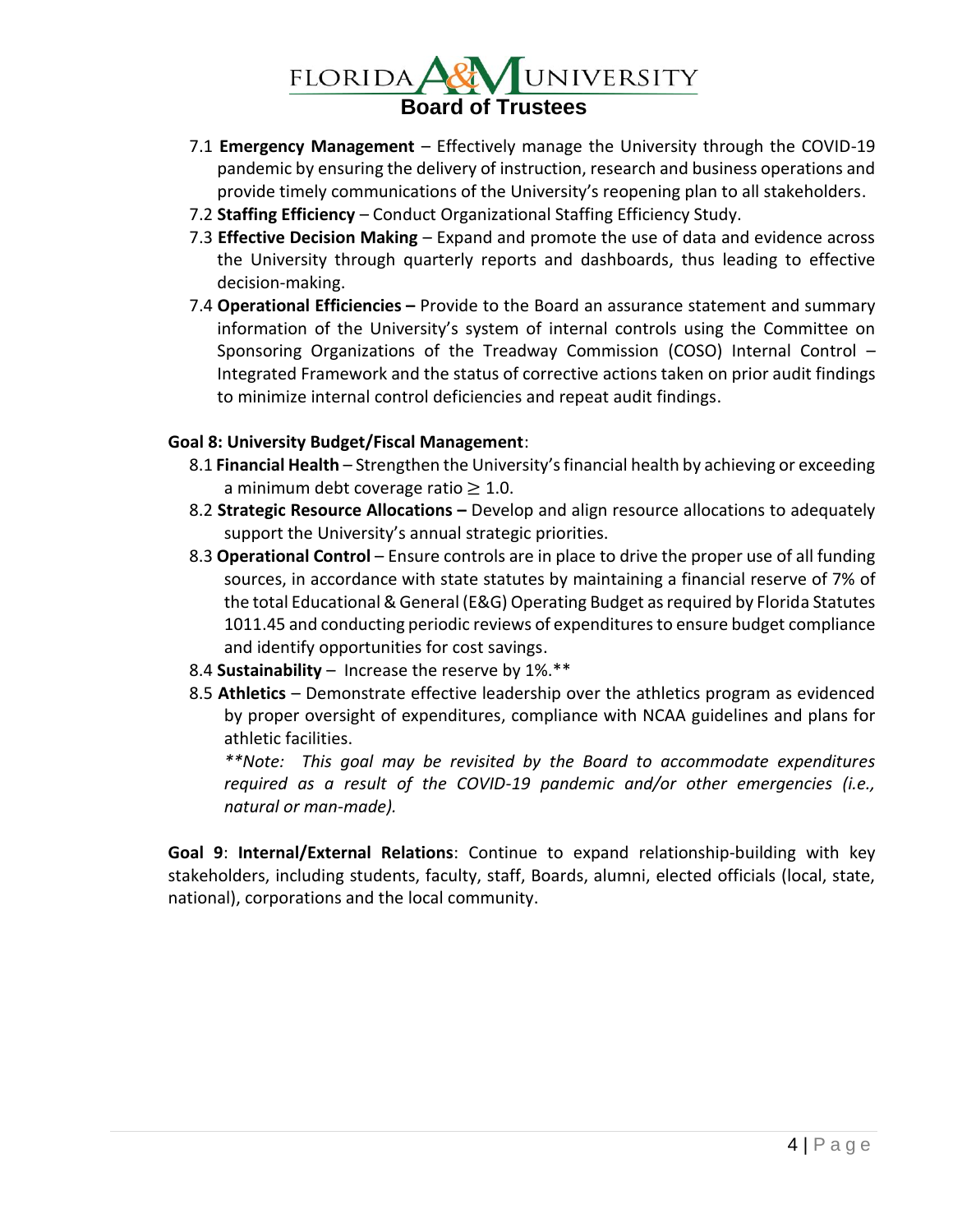7.1 **Emergency Management** – Effectively manage the University through the COVID-19 pandemic by ensuring the delivery of instruction, research and business operations and provide timely communications of the University's reopening plan to all stakeholders.

7.2 **Staffing Efficiency** – Conduct Organizational Staffing Efficiency Study.

7.3 **Effective Decision Making** – Expand and promote the use of data and evidence across the University through quarterly reports and dashboards, thus leading to effective decision-making.

7.4 **Operational Efficiencies –** Provide to the Board an assurance statement and summary information of the University's system of internal controls using the Committee on Sponsoring Organizations of the Treadway Commission (COSO) Internal Control – Integrated Framework and the status of corrective actions taken on prior audit findings to minimize internal control deficiencies and repeat audit findings.

**Goal 8: University Budget/Fiscal Management**:

8.1 **Financial Health** – Strengthen the University's financial health by achieving or exceeding a minimum debt coverage ratio $\geq 1.0$.

8.2 **Strategic Resource Allocations –** Develop and align resource allocations to adequately support the University's annual strategic priorities.

8.3 **Operational Control** – Ensure controls are in place to drive the proper use of all funding sources, in accordance with state statutes by maintaining a financial reserve of 7% of the total Educational & General (E&G) Operating Budget as required by Florida Statutes 1011.45 and conducting periodic reviews of expenditures to ensure budget compliance and identify opportunities for cost savings.

8.4 **Sustainability** – Increase the reserve by 1%.**

8.5 **Athletics** – Demonstrate effective leadership over the athletics program as evidenced by proper oversight of expenditures, compliance with NCAA guidelines and plans for athletic facilities.

*\*\*Note: This goal may be revisited by the Board to accommodate expenditures required as a result of the COVID-19 pandemic and/or other emergencies (i.e., natural or man-made).*

**Goal 9**: **Internal/External Relations**: Continue to expand relationship-building with key stakeholders, including students, faculty, staff, Boards, alumni, elected officials (local, state, national), corporations and the local community.